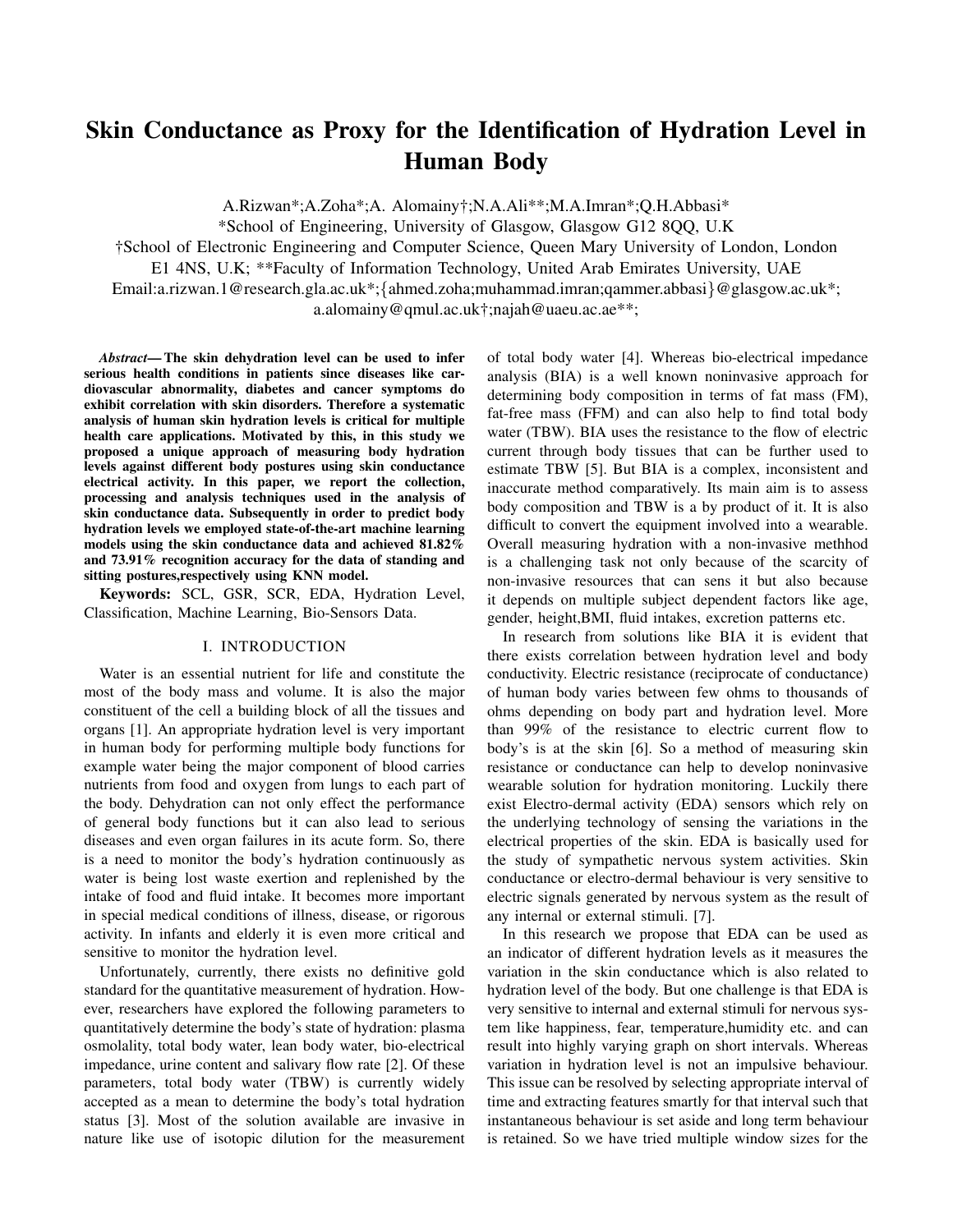# Skin Conductance as Proxy for the Identification of Hydration Level in Human Body

A.Rizwan*;A.Zoha*;A. Alomainy†;N.A.Ali**;M.A.Imran*;Q.H.Abbasi*

*School of Engineering, University of Glasgow, Glasgow G12 8QQ, U.K

†School of Electronic Engineering and Computer Science, Queen Mary University of London, London E1 4NS, U.K; **Faculty of Information Technology, United Arab Emirates University, UAE

Email:a.rizwan.1@research.gla.ac.uk*;{ahmed.zoha;muhammad.imran;qammer.abbasi}@glasgow.ac.uk*; a.alomainy@qmul.ac.uk†;najah@uaeu.ac.ae**;

***Abstract*— The skin dehydration level can be used to infer serious health conditions in patients since diseases like cardiovascular abnormality, diabetes and cancer symptoms do exhibit correlation with skin disorders. Therefore a systematic analysis of human skin hydration levels is critical for multiple health care applications. Motivated by this, in this study we proposed a unique approach of measuring body hydration levels against different body postures using skin conductance electrical activity. In this paper, we report the collection, processing and analysis techniques used in the analysis of skin conductance data. Subsequently in order to predict body hydration levels we employed state-of-the-art machine learning models using the skin conductance data and achieved 81.82% and 73.91% recognition accuracy for the data of standing and sitting postures,respectively using KNN model.**

**Keywords:** SCL, GSR, SCR, EDA, Hydration Level, Classification, Machine Learning, Bio-Sensors Data.

## I. INTRODUCTION

Water is an essential nutrient for life and constitute the most of the body mass and volume. It is also the major constituent of the cell a building block of all the tissues and organs [1]. An appropriate hydration level is very important in human body for performing multiple body functions for example water being the major component of blood carries nutrients from food and oxygen from lungs to each part of the body. Dehydration can not only effect the performance of general body functions but it can also lead to serious diseases and even organ failures in its acute form. So, there is a need to monitor the body's hydration continuously as water is being lost waste exertion and replenished by the intake of food and fluid intake. It becomes more important in special medical conditions of illness, disease, or rigorous activity. In infants and elderly it is even more critical and sensitive to monitor the hydration level.

Unfortunately, currently, there exists no definitive gold standard for the quantitative measurement of hydration. However, researchers have explored the following parameters to quantitatively determine the body's state of hydration: plasma osmolality, total body water, lean body water, bio-electrical impedance, urine content and salivary flow rate [2]. Of these parameters, total body water (TBW) is currently widely accepted as a mean to determine the body's total hydration status [3]. Most of the solution available are invasive in nature like use of isotopic dilution for the measurement of total body water [4]. Whereas bio-electrical impedance analysis (BIA) is a well known noninvasive approach for determining body composition in terms of fat mass (FM), fat-free mass (FFM) and can also help to find total body water (TBW). BIA uses the resistance to the flow of electric current through body tissues that can be further used to estimate TBW [5]. But BIA is a complex, inconsistent and inaccurate method comparatively. Its main aim is to assess body composition and TBW is a by product of it. It is also difficult to convert the equipment involved into a wearable. Overall measuring hydration with a non-invasive methhod is a challenging task not only because of the scarcity of non-invasive resources that can sens it but also because it depends on multiple subject dependent factors like age, gender, height,BMI, fluid intakes, excretion patterns etc.

In research from solutions like BIA it is evident that there exists correlation between hydration level and body conductivity. Electric resistance (reciprocate of conductance) of human body varies between few ohms to thousands of ohms depending on body part and hydration level. More than 99% of the resistance to electric current flow to body's is at the skin [6]. So a method of measuring skin resistance or conductance can help to develop noninvasive wearable solution for hydration monitoring. Luckily there exist Electro-dermal activity (EDA) sensors which rely on the underlying technology of sensing the variations in the electrical properties of the skin. EDA is basically used for the study of sympathetic nervous system activities. Skin conductance or electro-dermal behaviour is very sensitive to electric signals generated by nervous system as the result of any internal or external stimuli. [7].

In this research we propose that EDA can be used as an indicator of different hydration levels as it measures the variation in the skin conductance which is also related to hydration level of the body. But one challenge is that EDA is very sensitive to internal and external stimuli for nervous system like happiness, fear, temperature,humidity etc. and can result into highly varying graph on short intervals. Whereas variation in hydration level is not an impulsive behaviour. This issue can be resolved by selecting appropriate interval of time and extracting features smartly for that interval such that instantaneous behaviour is set aside and long term behaviour is retained. So we have tried multiple window sizes for the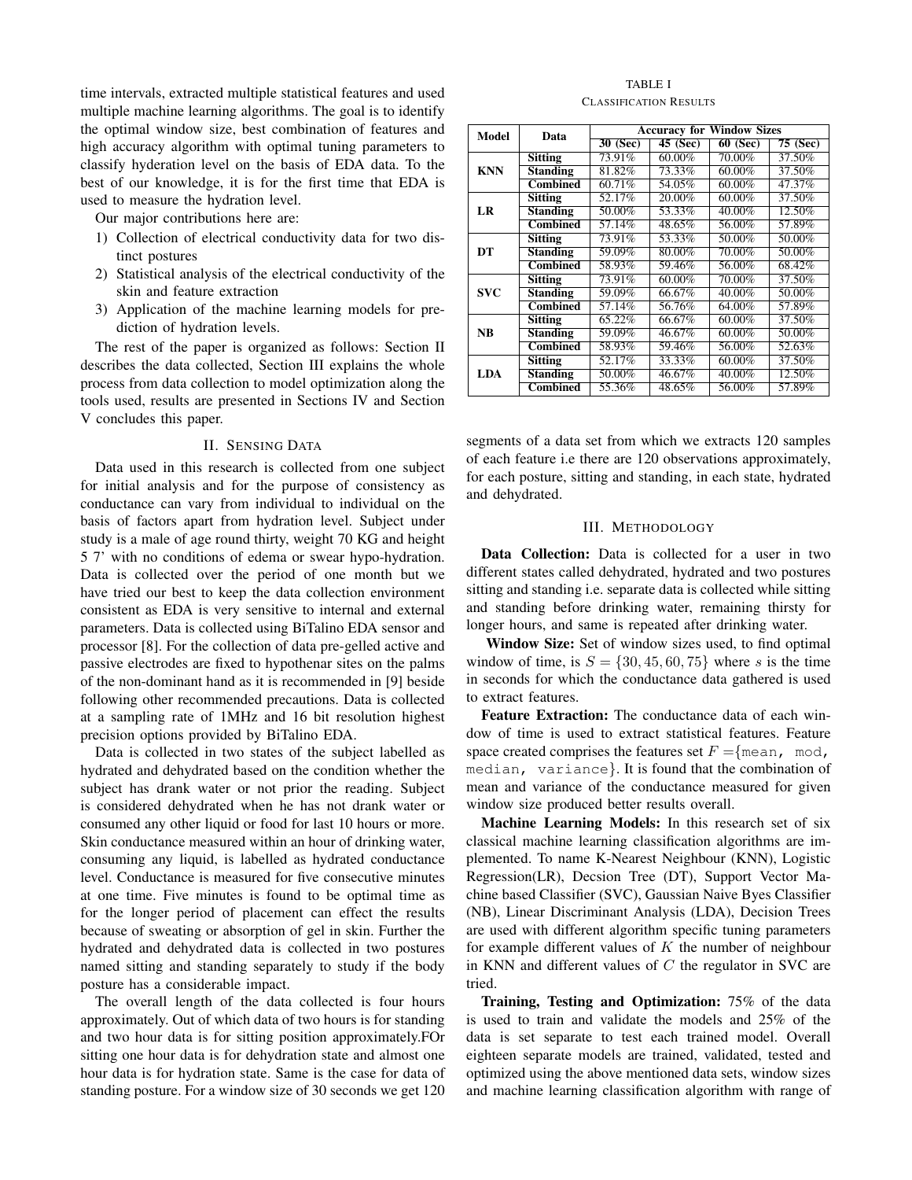time intervals, extracted multiple statistical features and used multiple machine learning algorithms. The goal is to identify the optimal window size, best combination of features and high accuracy algorithm with optimal tuning parameters to classify hyderation level on the basis of EDA data. To the best of our knowledge, it is for the first time that EDA is used to measure the hydration level.

Our major contributions here are:

1) Collection of electrical conductivity data for two distinct postures
2) Statistical analysis of the electrical conductivity of the skin and feature extraction
3) Application of the machine learning models for prediction of hydration levels.

The rest of the paper is organized as follows: Section II describes the data collected, Section III explains the whole process from data collection to model optimization along the tools used, results are presented in Sections IV and Section V concludes this paper.

## II. Sensing Data

Data used in this research is collected from one subject for initial analysis and for the purpose of consistency as conductance can vary from individual to individual on the basis of factors apart from hydration level. Subject under study is a male of age round thirty, weight 70 KG and height 5 7' with no conditions of edema or swear hypo-hydration. Data is collected over the period of one month but we have tried our best to keep the data collection environment consistent as EDA is very sensitive to internal and external parameters. Data is collected using BiTalino EDA sensor and processor [8]. For the collection of data pre-gelled active and passive electrodes are fixed to hypothenar sites on the palms of the non-dominant hand as it is recommended in [9] beside following other recommended precautions. Data is collected at a sampling rate of 1MHz and 16 bit resolution highest precision options provided by BiTalino EDA.

Data is collected in two states of the subject labelled as hydrated and dehydrated based on the condition whether the subject has drank water or not prior the reading. Subject is considered dehydrated when he has not drank water or consumed any other liquid or food for last 10 hours or more. Skin conductance measured within an hour of drinking water, consuming any liquid, is labelled as hydrated conductance level. Conductance is measured for five consecutive minutes at one time. Five minutes is found to be optimal time as for the longer period of placement can effect the results because of sweating or absorption of gel in skin. Further the hydrated and dehydrated data is collected in two postures named sitting and standing separately to study if the body posture has a considerable impact.

The overall length of the data collected is four hours approximately. Out of which data of two hours is for standing and two hour data is for sitting position approximately.FOr sitting one hour data is for dehydration state and almost one hour data is for hydration state. Same is the case for data of standing posture. For a window size of 30 seconds we get 120 segments of a data set from which we extracts 120 samples of each feature i.e there are 120 observations approximately, for each posture, sitting and standing, in each state, hydrated and dehydrated.

TABLE I
Classification Results

| Model | Data | Accuracy for Window Sizes | | | |
|---|---|---|---|---|---|
| | | 30 (Sec) | 45 (Sec) | 60 (Sec) | 75 (Sec) |
| **KNN** | **Sitting** | 73.91% | 60.00% | 70.00% | 37.50% |
| | **Standing** | 81.82% | 73.33% | 60.00% | 37.50% |
| | **Combined** | 60.71% | 54.05% | 60.00% | 47.37% |
| **LR** | **Sitting** | 52.17% | 20.00% | 60.00% | 37.50% |
| | **Standing** | 50.00% | 53.33% | 40.00% | 12.50% |
| | **Combined** | 57.14% | 48.65% | 56.00% | 57.89% |
| **DT** | **Sitting** | 73.91% | 53.33% | 50.00% | 50.00% |
| | **Standing** | 59.09% | 80.00% | 70.00% | 50.00% |
| | **Combined** | 58.93% | 59.46% | 56.00% | 68.42% |
| **SVC** | **Sitting** | 73.91% | 60.00% | 70.00% | 37.50% |
| | **Standing** | 59.09% | 66.67% | 40.00% | 50.00% |
| | **Combined** | 57.14% | 56.76% | 64.00% | 57.89% |
| **NB** | **Sitting** | 65.22% | 66.67% | 60.00% | 37.50% |
| | **Standing** | 59.09% | 46.67% | 60.00% | 50.00% |
| | **Combined** | 58.93% | 59.46% | 56.00% | 52.63% |
| **LDA** | **Sitting** | 52.17% | 33.33% | 60.00% | 37.50% |
| | **Standing** | 50.00% | 46.67% | 40.00% | 12.50% |
| | **Combined** | 55.36% | 48.65% | 56.00% | 57.89% |

## III. Methodology

**Data Collection:** Data is collected for a user in two different states called dehydrated, hydrated and two postures sitting and standing i.e. separate data is collected while sitting and standing before drinking water, remaining thirsty for longer hours, and same is repeated after drinking water.

**Window Size:** Set of window sizes used, to find optimal window of time, is $S = \{30, 45, 60, 75\}$ where $s$ is the time in seconds for which the conductance data gathered is used to extract features.

**Feature Extraction:** The conductance data of each window of time is used to extract statistical features. Feature space created comprises the features set $F = \{$`mean, mod, median, variance`$\}$. It is found that the combination of mean and variance of the conductance measured for given window size produced better results overall.

**Machine Learning Models:** In this research set of six classical machine learning classification algorithms are implemented. To name K-Nearest Neighbour (KNN), Logistic Regression(LR), Decsion Tree (DT), Support Vector Machine based Classifier (SVC), Gaussian Naive Byes Classifier (NB), Linear Discriminant Analysis (LDA), Decision Trees are used with different algorithm specific tuning parameters for example different values of $K$ the number of neighbour in KNN and different values of $C$ the regulator in SVC are tried.

**Training, Testing and Optimization:** 75% of the data is used to train and validate the models and 25% of the data is set separate to test each trained model. Overall eighteen separate models are trained, validated, tested and optimized using the above mentioned data sets, window sizes and machine learning classification algorithm with range of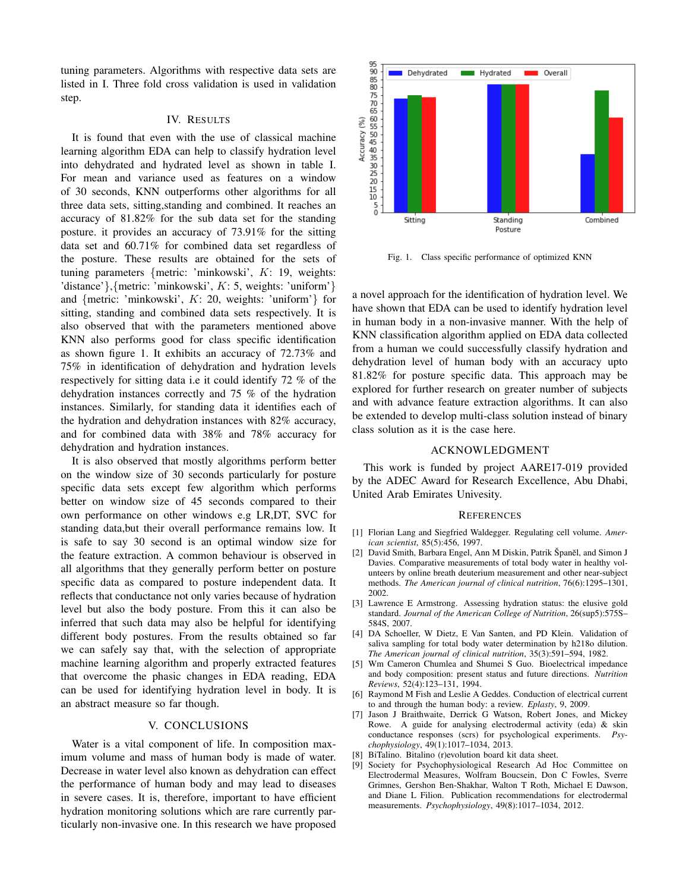tuning parameters. Algorithms with respective data sets are listed in I. Three fold cross validation is used in validation step.

## IV. Results

It is found that even with the use of classical machine learning algorithm EDA can help to classify hydration level into dehydrated and hydrated level as shown in table I. For mean and variance used as features on a window of 30 seconds, KNN outperforms other algorithms for all three data sets, sitting,standing and combined. It reaches an accuracy of 81.82% for the sub data set for the standing posture. it provides an accuracy of 73.91% for the sitting data set and 60.71% for combined data set regardless of the posture. These results are obtained for the sets of tuning parameters {metric: 'minkowski', $K$: 19, weights: 'distance'},{metric: 'minkowski', $K$: 5, weights: 'uniform'} and {metric: 'minkowski', $K$: 20, weights: 'uniform'} for sitting, standing and combined data sets respectively. It is also observed that with the parameters mentioned above KNN also performs good for class specific identification as shown in figure 1. It exhibits an accuracy of 72.73% and 75% in identification of dehydration and hydration levels respectively for sitting data i.e it could identify 72 % of the dehydration instances correctly and 75 % of the hydration instances. Similarly, for standing data it identifies each of the hydration and dehydration instances with 82% accuracy, and for combined data with 38% and 78% accuracy for dehydration and hydration instances.

It is also observed that mostly algorithms perform better on the window size of 30 seconds particularly for posture specific data sets except few algorithm which performs better on window size of 45 seconds compared to their own performance on other windows e.g LR,DT, SVC for standing data,but their overall performance remains low. It is safe to say 30 second is an optimal window size for the feature extraction. A common behaviour is observed in all algorithms that they generally perform better on posture specific data as compared to posture independent data. It reflects that conductance not only varies because of hydration level but also the body posture. From this it can also be inferred that such data may also be helpful for identifying different body postures. From the results obtained so far we can safely say that, with the selection of appropriate machine learning algorithm and properly extracted features that overcome the phasic changes in EDA reading, EDA can be used for identifying hydration level in body. It is an abstract measure so far though.

## V. Conclusions

Water is a vital component of life. In composition maximum volume and mass of human body is made of water. Decrease in water level also known as dehydration can effect the performance of human body and may lead to diseases in severe cases. It is, therefore, important to have efficient hydration monitoring solutions which are rare currently particularly non-invasive one. In this research we have proposed a novel approach for the identification of hydration level. We have shown that EDA can be used to identify hydration level in human body in a non-invasive manner. With the help of KNN classification algorithm applied on EDA data collected from a human we could successfully classify hydration and dehydration level of human body with an accuracy upto 81.82% for posture specific data. This approach may be explored for further research on greater number of subjects and with advance feature extraction algorithms. It can also be extended to develop multi-class solution instead of binary class solution as it is the case here.

Accuracy (%)
95 90 85 80 75 70 65 60 55 50 45 40 35 30 25 20 15 10 5 0
Dehydrated
Hydrated
Overall
Sitting
Standing
Posture
Combined

Fig. 1. Class specific performance of optimized KNN

## Acknowledgment

This work is funded by project AARE17-019 provided by the ADEC Award for Research Excellence, Abu Dhabi, United Arab Emirates Univesity.

## References

[1] Florian Lang and Siegfried Waldegger. Regulating cell volume. *American scientist*, 85(5):456, 1997.

[2] David Smith, Barbara Engel, Ann M Diskin, Patrik Španěl, and Simon J Davies. Comparative measurements of total body water in healthy volunteers by online breath deuterium measurement and other near-subject methods. *The American journal of clinical nutrition*, 76(6):1295–1301, 2002.

[3] Lawrence E Armstrong. Assessing hydration status: the elusive gold standard. *Journal of the American College of Nutrition*, 26(sup5):575S–584S, 2007.

[4] DA Schoeller, W Dietz, E Van Santen, and PD Klein. Validation of saliva sampling for total body water determination by h218o dilution. *The American journal of clinical nutrition*, 35(3):591–594, 1982.

[5] Wm Cameron Chumlea and Shumei S Guo. Bioelectrical impedance and body composition: present status and future directions. *Nutrition Reviews*, 52(4):123–131, 1994.

[6] Raymond M Fish and Leslie A Geddes. Conduction of electrical current to and through the human body: a review. *Eplasty*, 9, 2009.

[7] Jason J Braithwaite, Derrick G Watson, Robert Jones, and Mickey Rowe. A guide for analysing electrodermal activity (eda) & skin conductance responses (scrs) for psychological experiments. *Psychophysiology*, 49(1):1017–1034, 2013.

[8] BiTalino. Bitalino (r)evolution board kit data sheet.

[9] Society for Psychophysiological Research Ad Hoc Committee on Electrodermal Measures, Wolfram Boucsein, Don C Fowles, Sverre Grimnes, Gershon Ben-Shakhar, Walton T Roth, Michael E Dawson, and Diane L Filion. Publication recommendations for electrodermal measurements. *Psychophysiology*, 49(8):1017–1034, 2012.